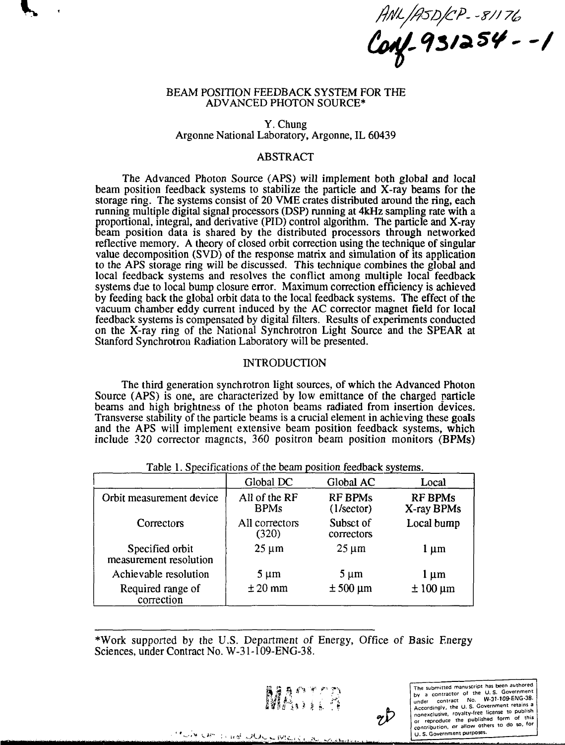ANL/ASD/CP--81176
Conf-931254--1

# BEAM POSITION FEEDBACK SYSTEM FOR THE ADVANCED PHOTON SOURCE*

Y. Chung
Argonne National Laboratory, Argonne, IL 60439

## ABSTRACT

The Advanced Photon Source (APS) will implement both global and local beam position feedback systems to stabilize the particle and X-ray beams for the storage ring. The systems consist of 20 VME crates distributed around the ring, each running multiple digital signal processors (DSP) running at 4kHz sampling rate with a proportional, integral, and derivative (PID) control algorithm. The particle and X-ray beam position data is shared by the distributed processors through networked reflective memory. A theory of closed orbit correction using the technique of singular value decomposition (SVD) of the response matrix and simulation of its application to the APS storage ring will be discussed. This technique combines the global and local feedback systems and resolves the conflict among multiple local feedback systems due to local bump closure error. Maximum correction efficiency is achieved by feeding back the global orbit data to the local feedback systems. The effect of the vacuum chamber eddy current induced by the AC corrector magnet field for local feedback systems is compensated by digital filters. Results of experiments conducted on the X-ray ring of the National Synchrotron Light Source and the SPEAR at Stanford Synchrotron Radiation Laboratory will be presented.

## INTRODUCTION

The third generation synchrotron light sources, of which the Advanced Photon Source (APS) is one, are characterized by low emittance of the charged particle beams and high brightness of the photon beams radiated from insertion devices. Transverse stability of the particle beams is a crucial element in achieving these goals and the APS will implement extensive beam position feedback systems, which include 320 corrector magnets, 360 positron beam position monitors (BPMs)

Table 1. Specifications of the beam position feedback systems.

| | Global DC | Global AC | Local |
|---|---|---|---|
| Orbit measurement device | All of the RF BPMs | RF BPMs (1/sector) | RF BPMs X-ray BPMs |
| Correctors | All correctors (320) | Subset of correctors | Local bump |
| Specified orbit measurement resolution | 25 μm | 25 μm | 1 μm |
| Achievable resolution | 5 μm | 5 μm | 1 μm |
| Required range of correction | ± 20 mm | ± 500 μm | ± 100 μm |

*Work supported by the U.S. Department of Energy, Office of Basic Energy Sciences, under Contract No. W-31-109-ENG-38.

The submitted manuscript has been authored by a contractor of the U. S. Government under contract No. W-31-109-ENG-38. Accordingly, the U. S. Government retains a nonexclusive, royalty-free license to publish or reproduce the published form of this contribution, or allow others to do so, for U. S. Government purposes.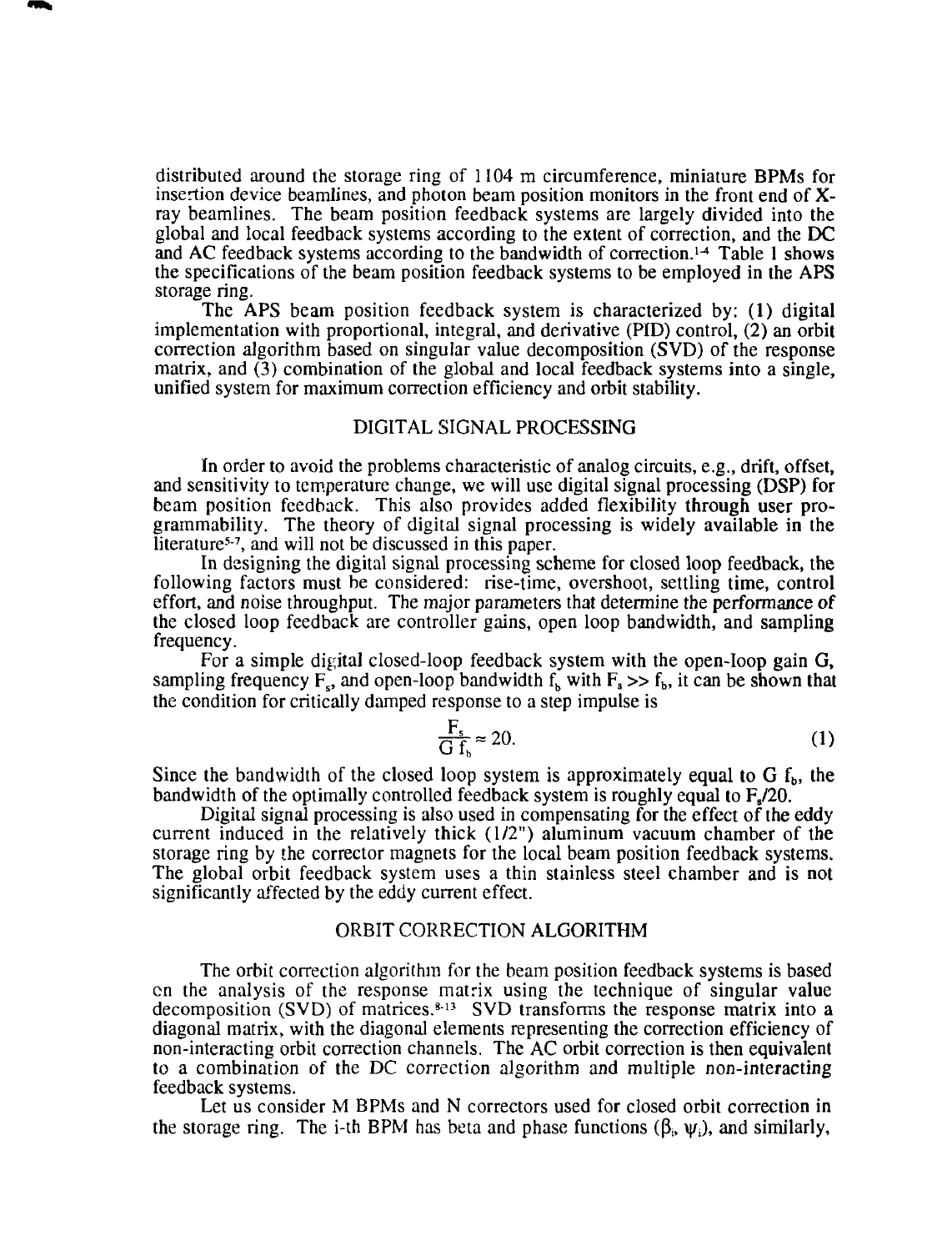distributed around the storage ring of 1104 m circumference, miniature BPMs for insertion device beamlines, and photon beam position monitors in the front end of X-ray beamlines. The beam position feedback systems are largely divided into the global and local feedback systems according to the extent of correction, and the DC and AC feedback systems according to the bandwidth of correction.[1-4] Table 1 shows the specifications of the beam position feedback systems to be employed in the APS storage ring.

The APS beam position feedback system is characterized by: (1) digital implementation with proportional, integral, and derivative (PID) control, (2) an orbit correction algorithm based on singular value decomposition (SVD) of the response matrix, and (3) combination of the global and local feedback systems into a single, unified system for maximum correction efficiency and orbit stability.

## DIGITAL SIGNAL PROCESSING

In order to avoid the problems characteristic of analog circuits, e.g., drift, offset, and sensitivity to temperature change, we will use digital signal processing (DSP) for beam position feedback. This also provides added flexibility through user programmability. The theory of digital signal processing is widely available in the literature[5-7], and will not be discussed in this paper.

In designing the digital signal processing scheme for closed loop feedback, the following factors must be considered: rise-time, overshoot, settling time, control effort, and noise throughput. The major parameters that determine the performance of the closed loop feedback are controller gains, open loop bandwidth, and sampling frequency.

For a simple digital closed-loop feedback system with the open-loop gain G, sampling frequency $F_s$, and open-loop bandwidth $f_b$ with $F_s >> f_b$, it can be shown that the condition for critically damped response to a step impulse is

$$\frac{F_s}{G\,f_b} \approx 20. \tag{1}$$

Since the bandwidth of the closed loop system is approximately equal to $G\,f_b$, the bandwidth of the optimally controlled feedback system is roughly equal to $F_s/20$.

Digital signal processing is also used in compensating for the effect of the eddy current induced in the relatively thick (1/2") aluminum vacuum chamber of the storage ring by the corrector magnets for the local beam position feedback systems. The global orbit feedback system uses a thin stainless steel chamber and is not significantly affected by the eddy current effect.

## ORBIT CORRECTION ALGORITHM

The orbit correction algorithm for the beam position feedback systems is based on the analysis of the response matrix using the technique of singular value decomposition (SVD) of matrices.[8-13] SVD transforms the response matrix into a diagonal matrix, with the diagonal elements representing the correction efficiency of non-interacting orbit correction channels. The AC orbit correction is then equivalent to a combination of the DC correction algorithm and multiple non-interacting feedback systems.

Let us consider M BPMs and N correctors used for closed orbit correction in the storage ring. The i-th BPM has beta and phase functions $(\beta_i, \psi_i)$, and similarly,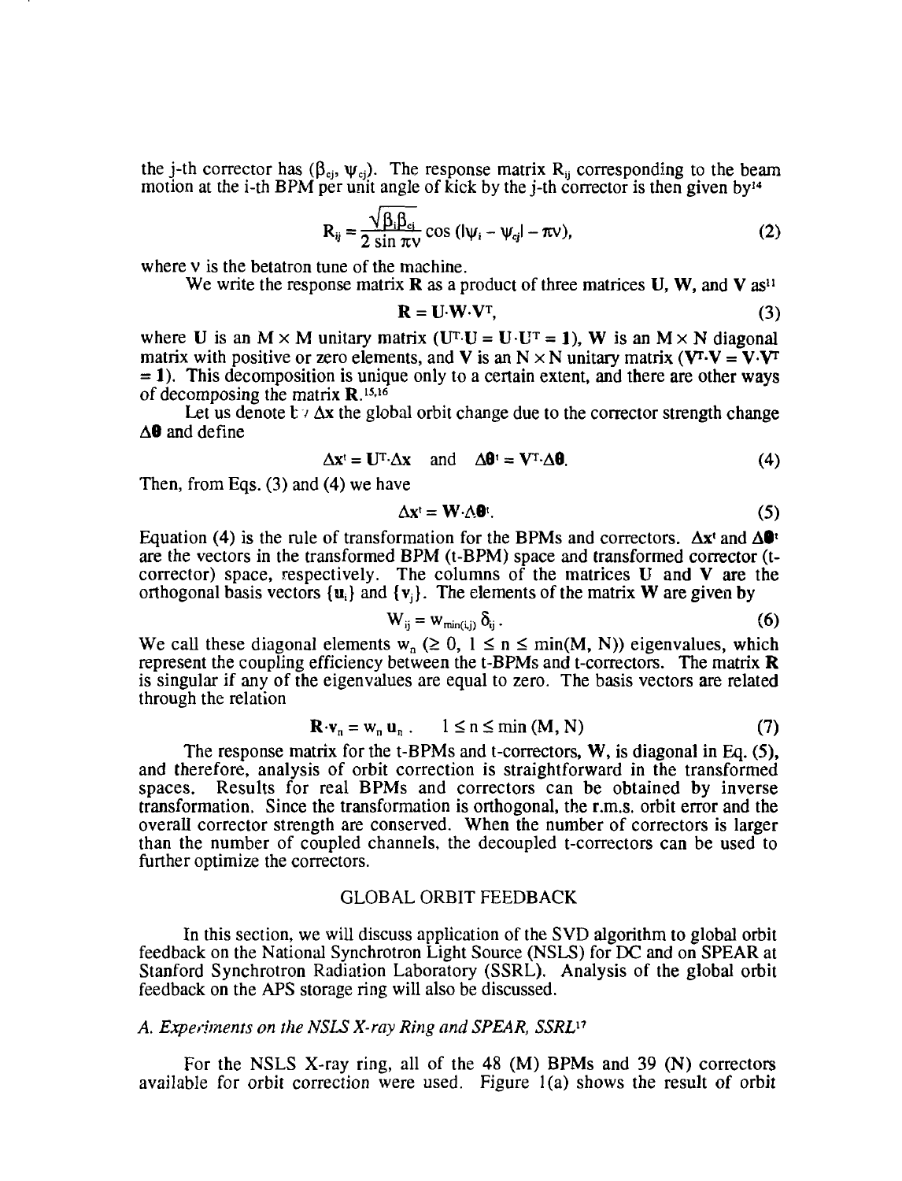the j-th corrector has ($\beta_{cj}$, $\psi_{cj}$). The response matrix $R_{ij}$ corresponding to the beam motion at the i-th BPM per unit angle of kick by the j-th corrector is then given by[14]

$$R_{ij} = \frac{\sqrt{\beta_i \beta_{cj}}}{2 \sin \pi\nu} \cos (|\psi_i - \psi_{cj}| - \pi\nu), \tag{2}$$

where $\nu$ is the betatron tune of the machine.

We write the response matrix $\mathbf{R}$ as a product of three matrices $\mathbf{U}$, $\mathbf{W}$, and $\mathbf{V}$ as[11]

$$\mathbf{R} = \mathbf{U}\cdot\mathbf{W}\cdot\mathbf{V}^T, \tag{3}$$

where $\mathbf{U}$ is an $M \times M$ unitary matrix ($\mathbf{U}^T\cdot\mathbf{U} = \mathbf{U}\cdot\mathbf{U}^T = \mathbf{1}$), $\mathbf{W}$ is an $M \times N$ diagonal matrix with positive or zero elements, and $\mathbf{V}$ is an $N \times N$ unitary matrix ($\mathbf{V}^T\cdot\mathbf{V} = \mathbf{V}\cdot\mathbf{V}^T = \mathbf{1}$). This decomposition is unique only to a certain extent, and there are other ways of decomposing the matrix $\mathbf{R}$.[15,16]

Let us denote by $\Delta\mathbf{x}$ the global orbit change due to the corrector strength change $\Delta\boldsymbol{\theta}$ and define

$$\Delta\mathbf{x}^t = \mathbf{U}^T\cdot\Delta\mathbf{x} \quad \text{and} \quad \Delta\boldsymbol{\theta}^t = \mathbf{V}^T\cdot\Delta\boldsymbol{\theta}. \tag{4}$$

Then, from Eqs. (3) and (4) we have

$$\Delta\mathbf{x}^t = \mathbf{W}\cdot\Delta\boldsymbol{\theta}^t. \tag{5}$$

Equation (4) is the rule of transformation for the BPMs and correctors. $\Delta\mathbf{x}^t$ and $\Delta\boldsymbol{\theta}^t$ are the vectors in the transformed BPM (t-BPM) space and transformed corrector (t-corrector) space, respectively. The columns of the matrices $\mathbf{U}$ and $\mathbf{V}$ are the orthogonal basis vectors $\{\mathbf{u}_i\}$ and $\{\mathbf{v}_j\}$. The elements of the matrix $\mathbf{W}$ are given by

$$W_{ij} = w_{\min(i,j)}\, \delta_{ij}\,. \tag{6}$$

We call these diagonal elements $w_n$ ($\geq 0$, $1 \leq n \leq \min(M, N)$) eigenvalues, which represent the coupling efficiency between the t-BPMs and t-correctors. The matrix $\mathbf{R}$ is singular if any of the eigenvalues are equal to zero. The basis vectors are related through the relation

$$\mathbf{R}\cdot\mathbf{v}_n = w_n\, \mathbf{u}_n\,. \qquad 1 \leq n \leq \min(M, N) \tag{7}$$

The response matrix for the t-BPMs and t-correctors, $\mathbf{W}$, is diagonal in Eq. (5), and therefore, analysis of orbit correction is straightforward in the transformed spaces. Results for real BPMs and correctors can be obtained by inverse transformation. Since the transformation is orthogonal, the r.m.s. orbit error and the overall corrector strength are conserved. When the number of correctors is larger than the number of coupled channels, the decoupled t-correctors can be used to further optimize the correctors.

## GLOBAL ORBIT FEEDBACK

In this section, we will discuss application of the SVD algorithm to global orbit feedback on the National Synchrotron Light Source (NSLS) for DC and on SPEAR at Stanford Synchrotron Radiation Laboratory (SSRL). Analysis of the global orbit feedback on the APS storage ring will also be discussed.

### *A. Experiments on the NSLS X-ray Ring and SPEAR, SSRL*[17]

For the NSLS X-ray ring, all of the 48 (M) BPMs and 39 (N) correctors available for orbit correction were used. Figure 1(a) shows the result of orbit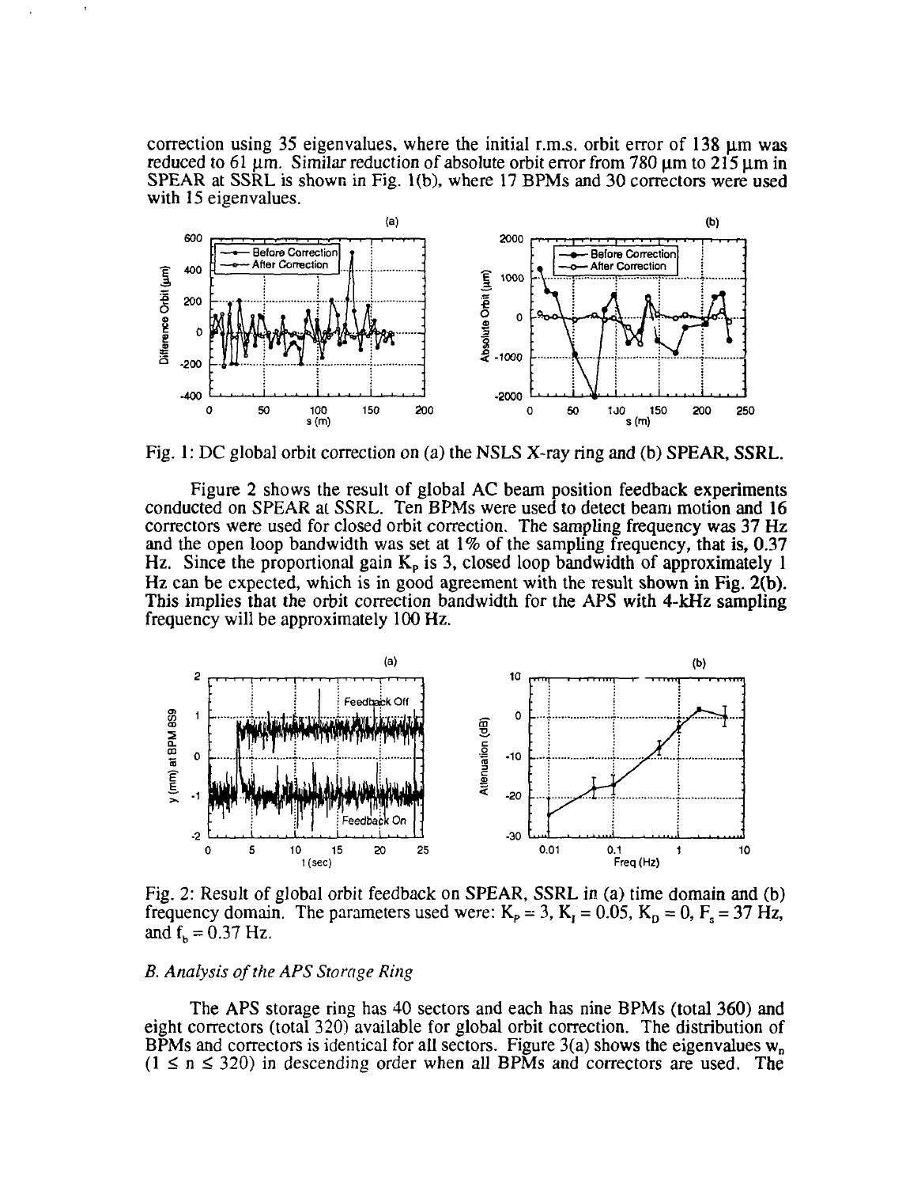correction using 35 eigenvalues, where the initial r.m.s. orbit error of 138 μm was reduced to 61 μm. Similar reduction of absolute orbit error from 780 μm to 215 μm in SPEAR at SSRL is shown in Fig. 1(b), where 17 BPMs and 30 correctors were used with 15 eigenvalues.

Fig. 1: DC global orbit correction on (a) the NSLS X-ray ring and (b) SPEAR, SSRL.

Figure 2 shows the result of global AC beam position feedback experiments conducted on SPEAR at SSRL. Ten BPMs were used to detect beam motion and 16 correctors were used for closed orbit correction. The sampling frequency was 37 Hz and the open loop bandwidth was set at 1% of the sampling frequency, that is, 0.37 Hz. Since the proportional gain $K_P$ is 3, closed loop bandwidth of approximately 1 Hz can be expected, which is in good agreement with the result shown in Fig. 2(b). This implies that the orbit correction bandwidth for the APS with 4-kHz sampling frequency will be approximately 100 Hz.

Fig. 2: Result of global orbit feedback on SPEAR, SSRL in (a) time domain and (b) frequency domain. The parameters used were: $K_P = 3$, $K_I = 0.05$, $K_D = 0$, $F_s = 37$ Hz, and $f_b = 0.37$ Hz.

### *B. Analysis of the APS Storage Ring*

The APS storage ring has 40 sectors and each has nine BPMs (total 360) and eight correctors (total 320) available for global orbit correction. The distribution of BPMs and correctors is identical for all sectors. Figure 3(a) shows the eigenvalues $w_n$ ($1 \leq n \leq 320$) in descending order when all BPMs and correctors are used. The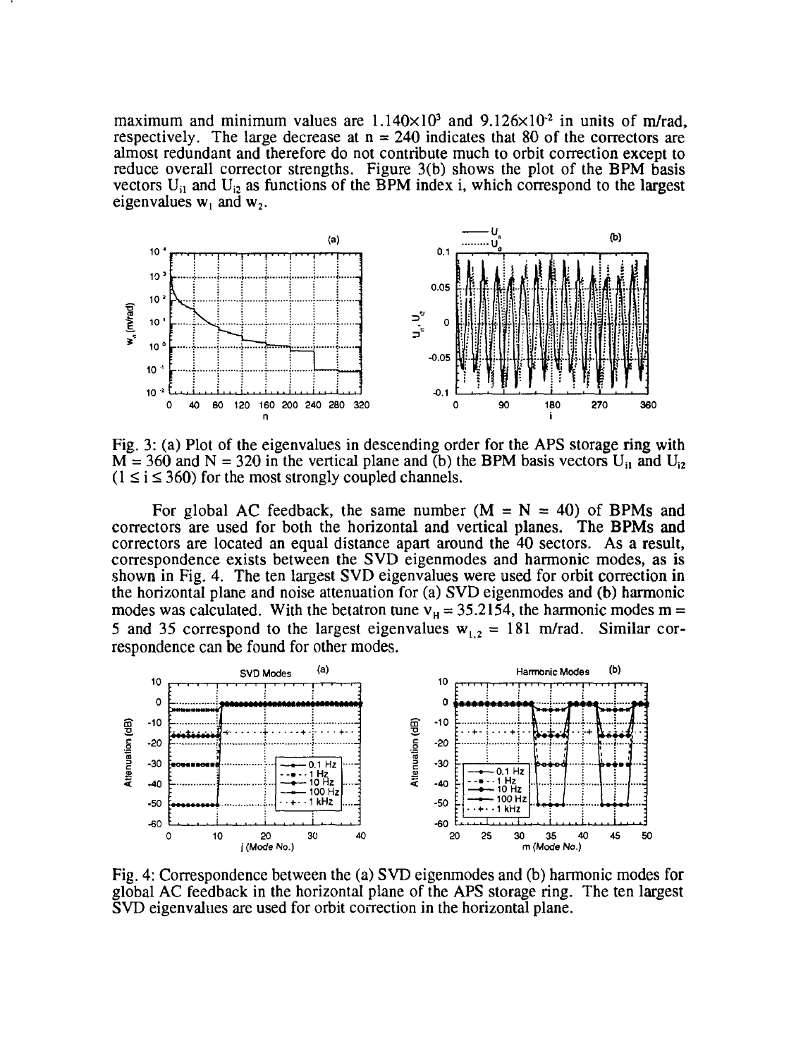maximum and minimum values are $1.140 \times 10^3$ and $9.126 \times 10^{-2}$ in units of m/rad, respectively. The large decrease at n = 240 indicates that 80 of the correctors are almost redundant and therefore do not contribute much to orbit correction except to reduce overall corrector strengths. Figure 3(b) shows the plot of the BPM basis vectors $U_{i1}$ and $U_{i2}$ as functions of the BPM index i, which correspond to the largest eigenvalues $w_1$ and $w_2$.

Fig. 3: (a) Plot of the eigenvalues in descending order for the APS storage ring with M = 360 and N = 320 in the vertical plane and (b) the BPM basis vectors $U_{i1}$ and $U_{i2}$ ($1 \leq i \leq 360$) for the most strongly coupled channels.

For global AC feedback, the same number (M = N = 40) of BPMs and correctors are used for both the horizontal and vertical planes. The BPMs and correctors are located an equal distance apart around the 40 sectors. As a result, correspondence exists between the SVD eigenmodes and harmonic modes, as is shown in Fig. 4. The ten largest SVD eigenvalues were used for orbit correction in the horizontal plane and noise attenuation for (a) SVD eigenmodes and (b) harmonic modes was calculated. With the betatron tune $\nu_H = 35.2154$, the harmonic modes m = 5 and 35 correspond to the largest eigenvalues $w_{1,2} = 181$ m/rad. Similar correspondence can be found for other modes.

Fig. 4: Correspondence between the (a) SVD eigenmodes and (b) harmonic modes for global AC feedback in the horizontal plane of the APS storage ring. The ten largest SVD eigenvalues are used for orbit correction in the horizontal plane.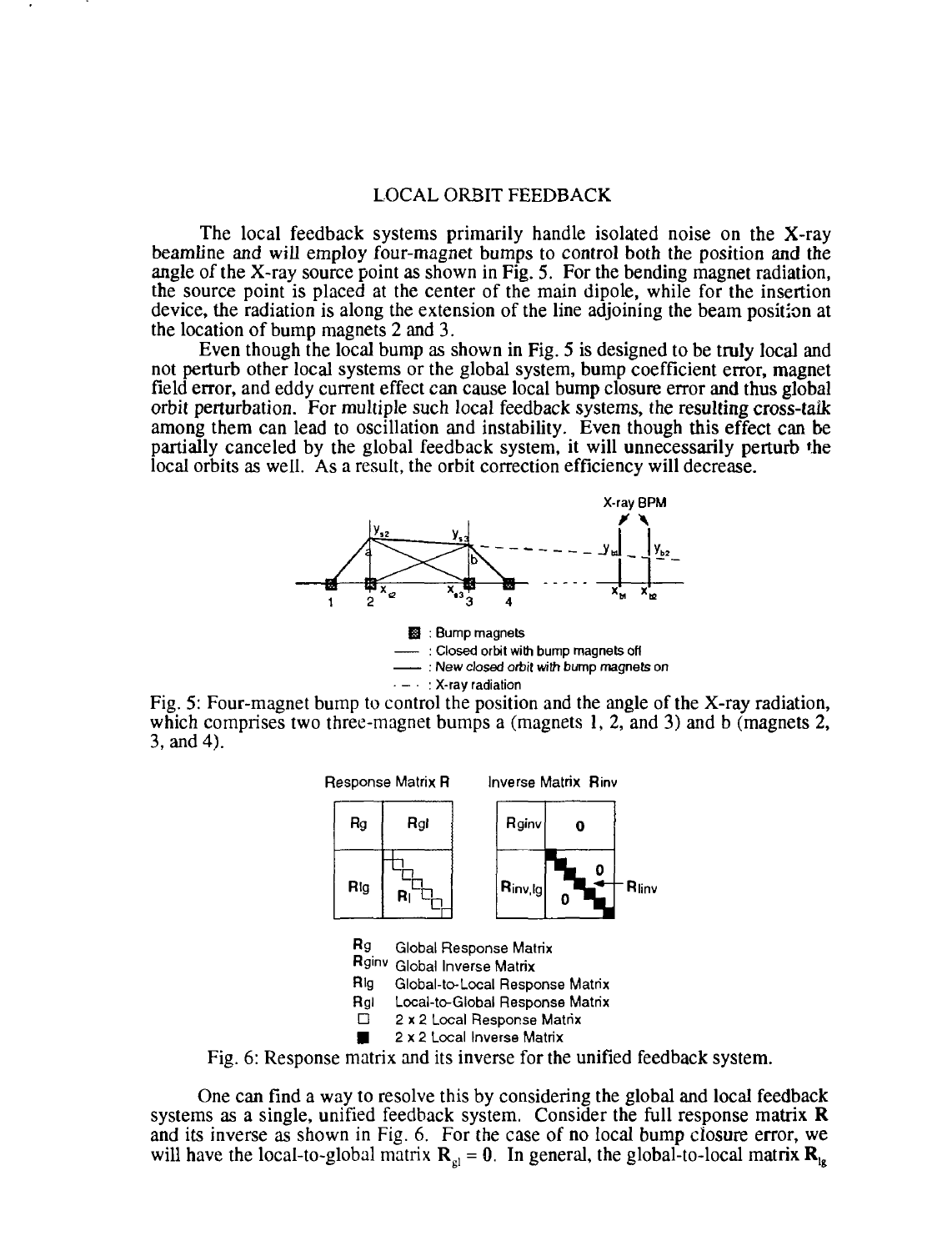## LOCAL ORBIT FEEDBACK

The local feedback systems primarily handle isolated noise on the X-ray beamline and will employ four-magnet bumps to control both the position and the angle of the X-ray source point as shown in Fig. 5. For the bending magnet radiation, the source point is placed at the center of the main dipole, while for the insertion device, the radiation is along the extension of the line adjoining the beam position at the location of bump magnets 2 and 3.

Even though the local bump as shown in Fig. 5 is designed to be truly local and not perturb other local systems or the global system, bump coefficient error, magnet field error, and eddy current effect can cause local bump closure error and thus global orbit perturbation. For multiple such local feedback systems, the resulting cross-talk among them can lead to oscillation and instability. Even though this effect can be partially canceled by the global feedback system, it will unnecessarily perturb the local orbits as well. As a result, the orbit correction efficiency will decrease.

Fig. 5: Four-magnet bump to control the position and the angle of the X-ray radiation, which comprises two three-magnet bumps a (magnets 1, 2, and 3) and b (magnets 2, 3, and 4).

Fig. 6: Response matrix and its inverse for the unified feedback system.

One can find a way to resolve this by considering the global and local feedback systems as a single, unified feedback system. Consider the full response matrix $\mathbf{R}$ and its inverse as shown in Fig. 6. For the case of no local bump closure error, we will have the local-to-global matrix $\mathbf{R}_{gl} = \mathbf{0}$. In general, the global-to-local matrix $\mathbf{R}_{lg}$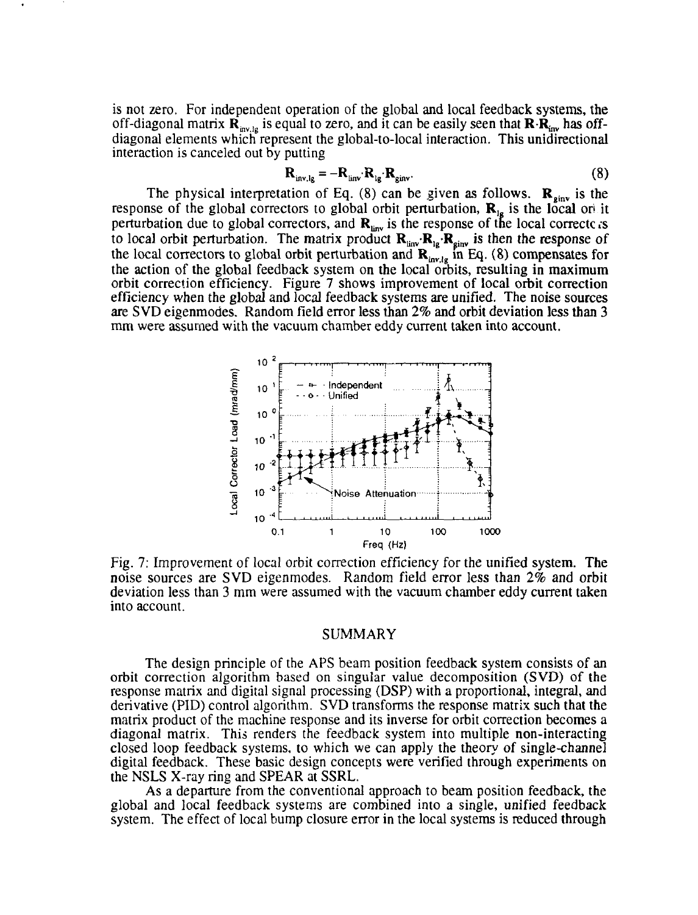is not zero. For independent operation of the global and local feedback systems, the off-diagonal matrix $\mathbf{R}_{inv,lg}$ is equal to zero, and it can be easily seen that $\mathbf{R}\cdot\mathbf{R}_{inv}$ has off-diagonal elements which represent the global-to-local interaction. This unidirectional interaction is canceled out by putting

$$\mathbf{R}_{inv,lg} = -\mathbf{R}_{linv}\cdot\mathbf{R}_{lg}\cdot\mathbf{R}_{ginv}. \tag{8}$$

The physical interpretation of Eq. (8) can be given as follows. $\mathbf{R}_{ginv}$ is the response of the global correctors to global orbit perturbation, $\mathbf{R}_{lg}$ is the local orbit perturbation due to global correctors, and $\mathbf{R}_{linv}$ is the response of the local correctors to local orbit perturbation. The matrix product $\mathbf{R}_{linv}\cdot\mathbf{R}_{lg}\cdot\mathbf{R}_{ginv}$ is then the response of the local correctors to global orbit perturbation and $\mathbf{R}_{inv,lg}$ in Eq. (8) compensates for the action of the global feedback system on the local orbits, resulting in maximum orbit correction efficiency. Figure 7 shows improvement of local orbit correction efficiency when the global and local feedback systems are unified. The noise sources are SVD eigenmodes. Random field error less than 2% and orbit deviation less than 3 mm were assumed with the vacuum chamber eddy current taken into account.

Fig. 7: Improvement of local orbit correction efficiency for the unified system. The noise sources are SVD eigenmodes. Random field error less than 2% and orbit deviation less than 3 mm were assumed with the vacuum chamber eddy current taken into account.

## SUMMARY

The design principle of the APS beam position feedback system consists of an orbit correction algorithm based on singular value decomposition (SVD) of the response matrix and digital signal processing (DSP) with a proportional, integral, and derivative (PID) control algorithm. SVD transforms the response matrix such that the matrix product of the machine response and its inverse for orbit correction becomes a diagonal matrix. This renders the feedback system into multiple non-interacting closed loop feedback systems, to which we can apply the theory of single-channel digital feedback. These basic design concepts were verified through experiments on the NSLS X-ray ring and SPEAR at SSRL.

As a departure from the conventional approach to beam position feedback, the global and local feedback systems are combined into a single, unified feedback system. The effect of local bump closure error in the local systems is reduced through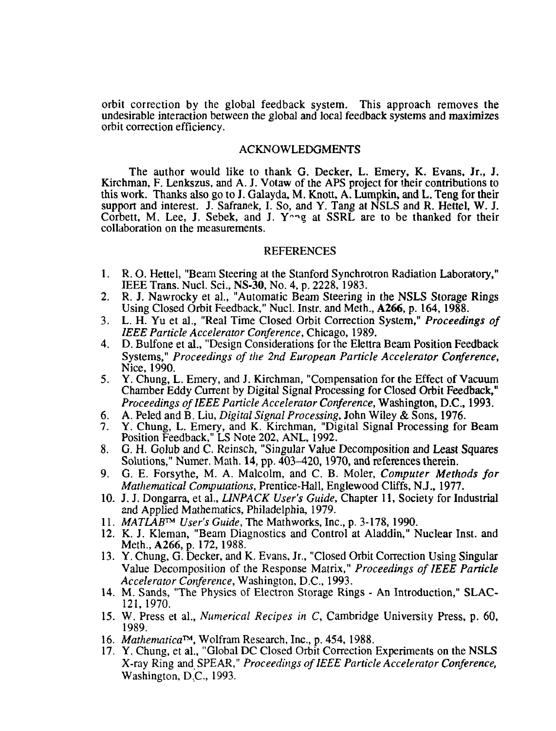orbit correction by the global feedback system. This approach removes the undesirable interaction between the global and local feedback systems and maximizes orbit correction efficiency.

## ACKNOWLEDGMENTS

The author would like to thank G. Decker, L. Emery, K. Evans, Jr., J. Kirchman, F. Lenkszus, and A. J. Votaw of the APS project for their contributions to this work. Thanks also go to J. Galayda, M. Knott, A. Lumpkin, and L. Teng for their support and interest. J. Safranek, I. So, and Y. Tang at NSLS and R. Hettel, W. J. Corbett, M. Lee, J. Sebek, and J. Y~~g at SSRL are to be thanked for their collaboration on the measurements.

## REFERENCES

1. R. O. Hettel, "Beam Steering at the Stanford Synchrotron Radiation Laboratory," IEEE Trans. Nucl. Sci., **NS-30**, No. 4, p. 2228, 1983.
2. R. J. Nawrocky et al., "Automatic Beam Steering in the NSLS Storage Rings Using Closed Orbit Feedback," Nucl. Instr. and Meth., **A266**, p. 164, 1988.
3. L. H. Yu et al., "Real Time Closed Orbit Correction System," *Proceedings of IEEE Particle Accelerator Conference*, Chicago, 1989.
4. D. Bulfone et al., "Design Considerations for the Elettra Beam Position Feedback Systems," *Proceedings of the 2nd European Particle Accelerator Conference*, Nice, 1990.
5. Y. Chung, L. Emery, and J. Kirchman, "Compensation for the Effect of Vacuum Chamber Eddy Current by Digital Signal Processing for Closed Orbit Feedback," *Proceedings of IEEE Particle Accelerator Conference*, Washington, D.C., 1993.
6. A. Peled and B. Liu, *Digital Signal Processing*, John Wiley & Sons, 1976.
7. Y. Chung, L. Emery, and K. Kirchman, "Digital Signal Processing for Beam Position Feedback," LS Note 202, ANL, 1992.
8. G. H. Golub and C. Reinsch, "Singular Value Decomposition and Least Squares Solutions," Numer. Math. **14**, pp. 403–420, 1970, and references therein.
9. G. E. Forsythe, M. A. Malcolm, and C. B. Moler, *Computer Methods for Mathematical Computations*, Prentice-Hall, Englewood Cliffs, N.J., 1977.
10. J. J. Dongarra, et al., *LINPACK User's Guide*, Chapter 11, Society for Industrial and Applied Mathematics, Philadelphia, 1979.
11. *MATLAB™ User's Guide*, The Mathworks, Inc., p. 3-178, 1990.
12. K. J. Kleman, "Beam Diagnostics and Control at Aladdin," Nuclear Inst. and Meth., **A266**, p. 172, 1988.
13. Y. Chung, G. Decker, and K. Evans, Jr., "Closed Orbit Correction Using Singular Value Decomposition of the Response Matrix," *Proceedings of IEEE Particle Accelerator Conference*, Washington, D.C., 1993.
14. M. Sands, "The Physics of Electron Storage Rings - An Introduction," SLAC-121, 1970.
15. W. Press et al., *Numerical Recipes in C*, Cambridge University Press, p. 60, 1989.
16. *Mathematica™*, Wolfram Research, Inc., p. 454, 1988.
17. Y. Chung, et al., "Global DC Closed Orbit Correction Experiments on the NSLS X-ray Ring and SPEAR," *Proceedings of IEEE Particle Accelerator Conference*, Washington, D.C., 1993.